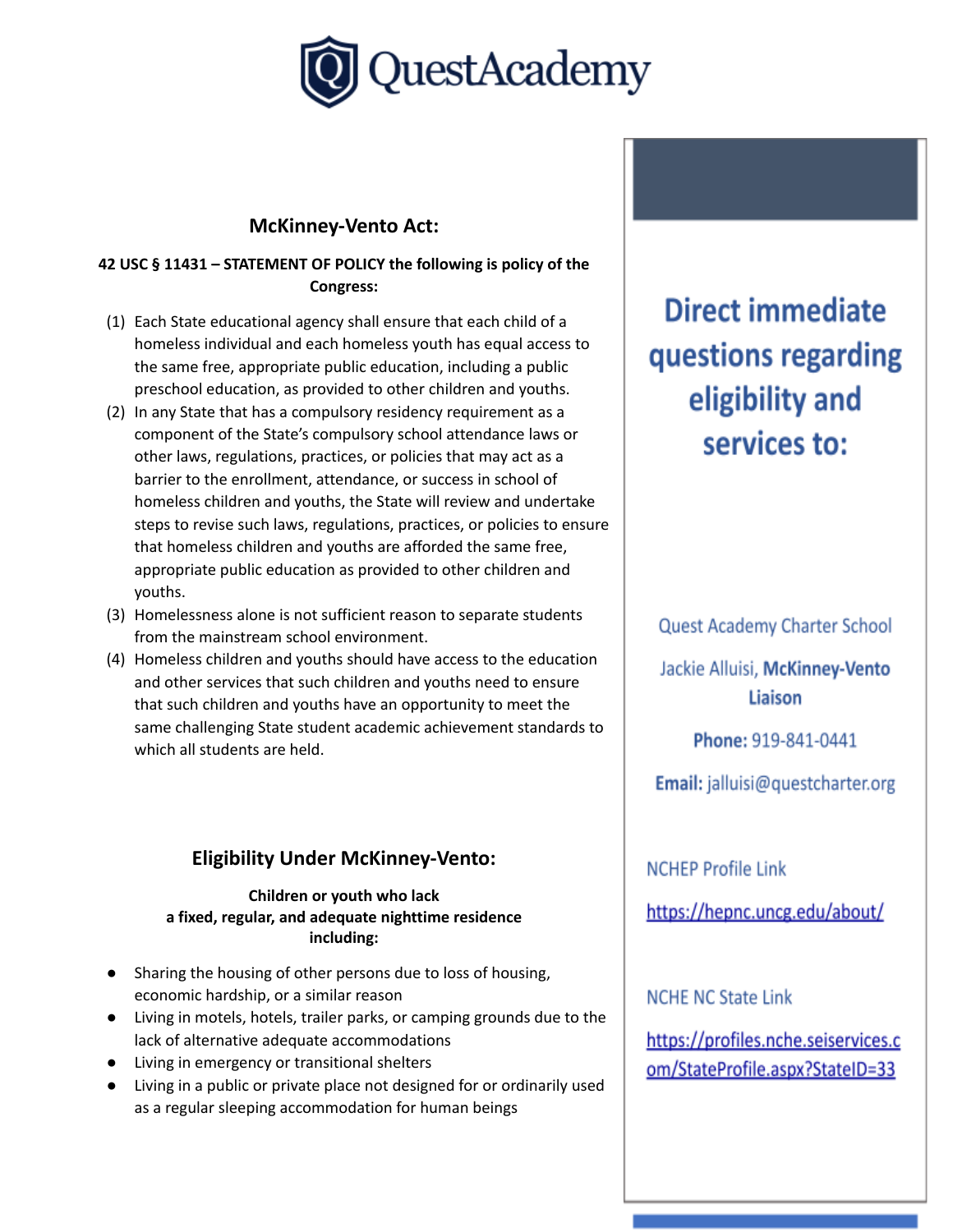# QuestAcademy

## McKinney-Vento Act:

**42 USC § 11431 – STATEMENT OF POLICY the following is policy of the Congress:**

1. Each State educational agency shall ensure that each child of a homeless individual and each homeless youth has equal access to the same free, appropriate public education, including a public preschool education, as provided to other children and youths.
2. In any State that has a compulsory residency requirement as a component of the State's compulsory school attendance laws or other laws, regulations, practices, or policies that may act as a barrier to the enrollment, attendance, or success in school of homeless children and youths, the State will review and undertake steps to revise such laws, regulations, practices, or policies to ensure that homeless children and youths are afforded the same free, appropriate public education as provided to other children and youths.
3. Homelessness alone is not sufficient reason to separate students from the mainstream school environment.
4. Homeless children and youths should have access to the education and other services that such children and youths need to ensure that such children and youths have an opportunity to meet the same challenging State student academic achievement standards to which all students are held.

## Eligibility Under McKinney-Vento:

**Children or youth who lack a fixed, regular, and adequate nighttime residence including:**

- Sharing the housing of other persons due to loss of housing, economic hardship, or a similar reason
- Living in motels, hotels, trailer parks, or camping grounds due to the lack of alternative adequate accommodations
- Living in emergency or transitional shelters
- Living in a public or private place not designed for or ordinarily used as a regular sleeping accommodation for human beings

## Direct immediate questions regarding eligibility and services to:

Quest Academy Charter School

Jackie Alluisi, **McKinney-Vento Liaison**

**Phone:** 919-841-0441

**Email:** jalluisi@questcharter.org

NCHEP Profile Link

https://hepnc.uncg.edu/about/

NCHE NC State Link

https://profiles.nche.seiservices.com/StateProfile.aspx?StateID=33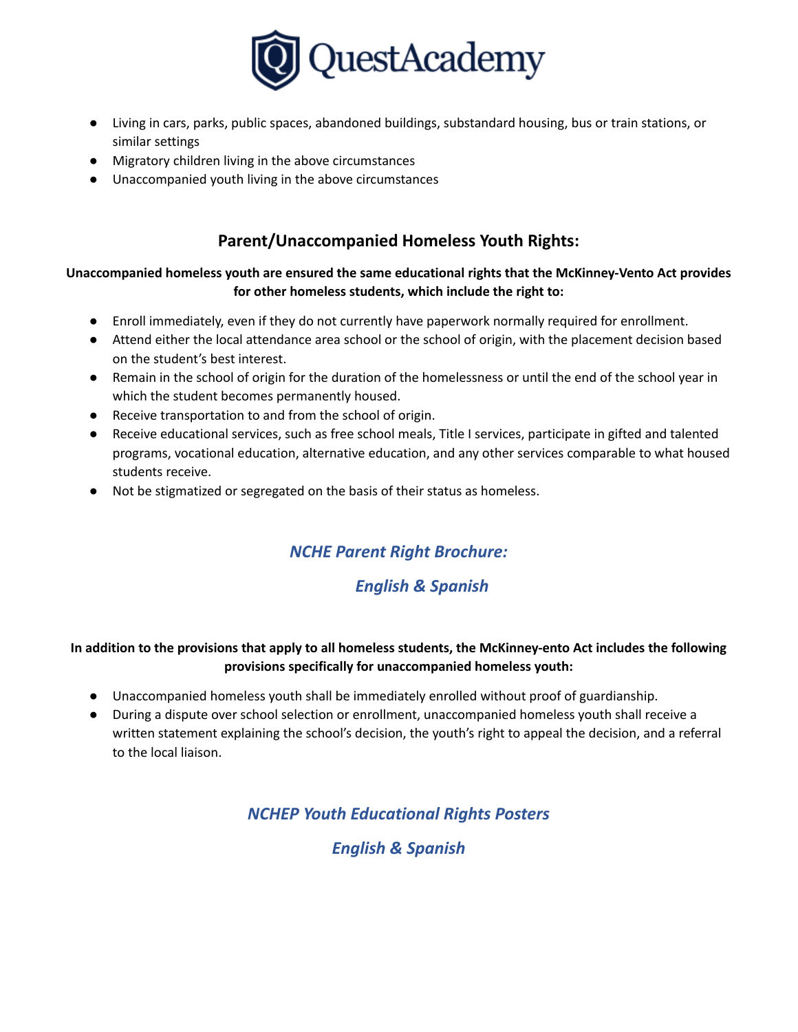- Living in cars, parks, public spaces, abandoned buildings, substandard housing, bus or train stations, or similar settings
- Migratory children living in the above circumstances
- Unaccompanied youth living in the above circumstances

## Parent/Unaccompanied Homeless Youth Rights:

**Unaccompanied homeless youth are ensured the same educational rights that the McKinney-Vento Act provides for other homeless students, which include the right to:**

- Enroll immediately, even if they do not currently have paperwork normally required for enrollment.
- Attend either the local attendance area school or the school of origin, with the placement decision based on the student's best interest.
- Remain in the school of origin for the duration of the homelessness or until the end of the school year in which the student becomes permanently housed.
- Receive transportation to and from the school of origin.
- Receive educational services, such as free school meals, Title I services, participate in gifted and talented programs, vocational education, alternative education, and any other services comparable to what housed students receive.
- Not be stigmatized or segregated on the basis of their status as homeless.

### *NCHE Parent Right Brochure:*

### *English & Spanish*

**In addition to the provisions that apply to all homeless students, the McKinney-ento Act includes the following provisions specifically for unaccompanied homeless youth:**

- Unaccompanied homeless youth shall be immediately enrolled without proof of guardianship.
- During a dispute over school selection or enrollment, unaccompanied homeless youth shall receive a written statement explaining the school's decision, the youth's right to appeal the decision, and a referral to the local liaison.

### *NCHEP Youth Educational Rights Posters*

### *English & Spanish*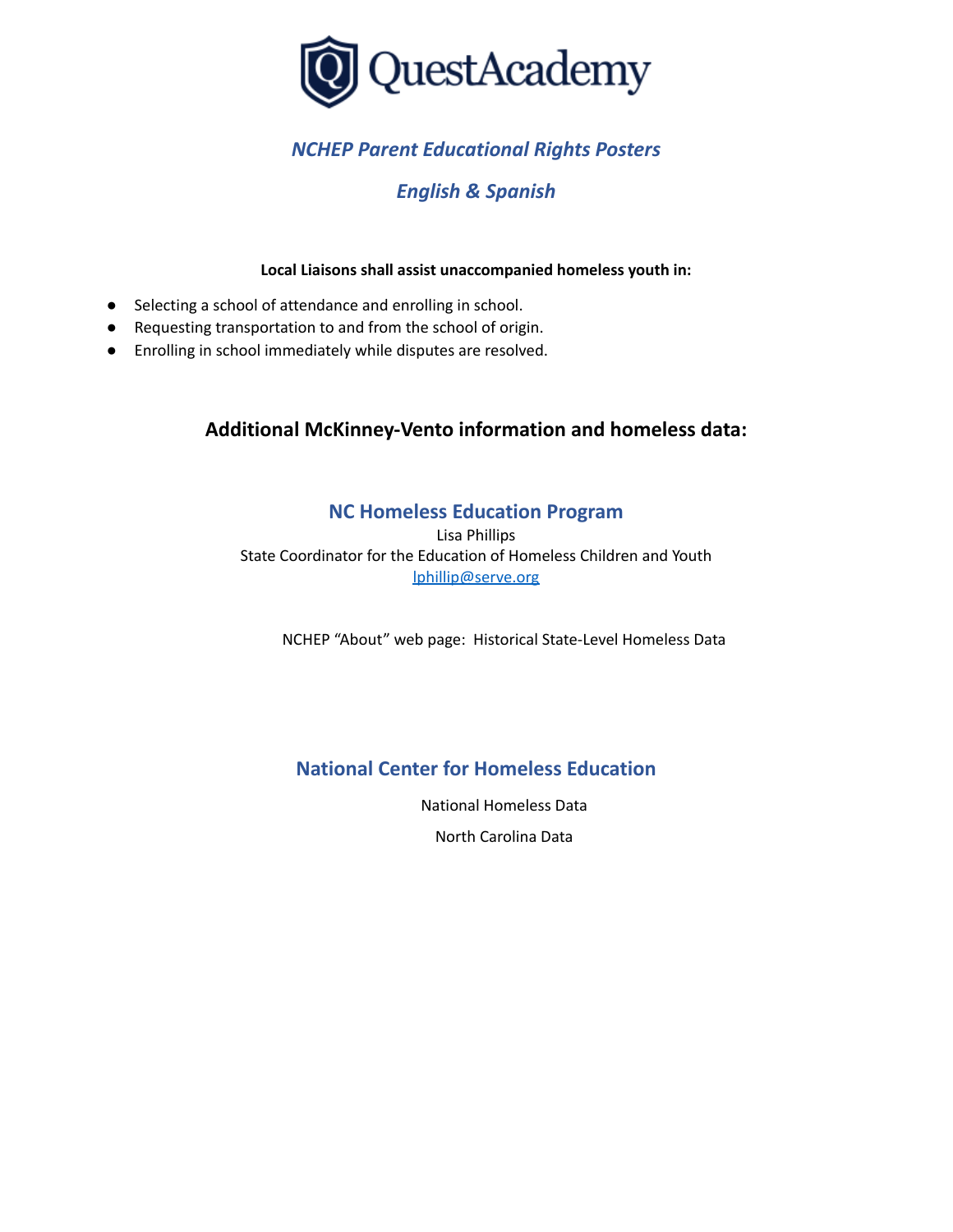QuestAcademy

*NCHEP Parent Educational Rights Posters*

*English & Spanish*

**Local Liaisons shall assist unaccompanied homeless youth in:**

- Selecting a school of attendance and enrolling in school.
- Requesting transportation to and from the school of origin.
- Enrolling in school immediately while disputes are resolved.

## Additional McKinney-Vento information and homeless data:

### NC Homeless Education Program

Lisa Phillips
State Coordinator for the Education of Homeless Children and Youth
lphillip@serve.org

NCHEP "About" web page: Historical State-Level Homeless Data

### National Center for Homeless Education

National Homeless Data

North Carolina Data